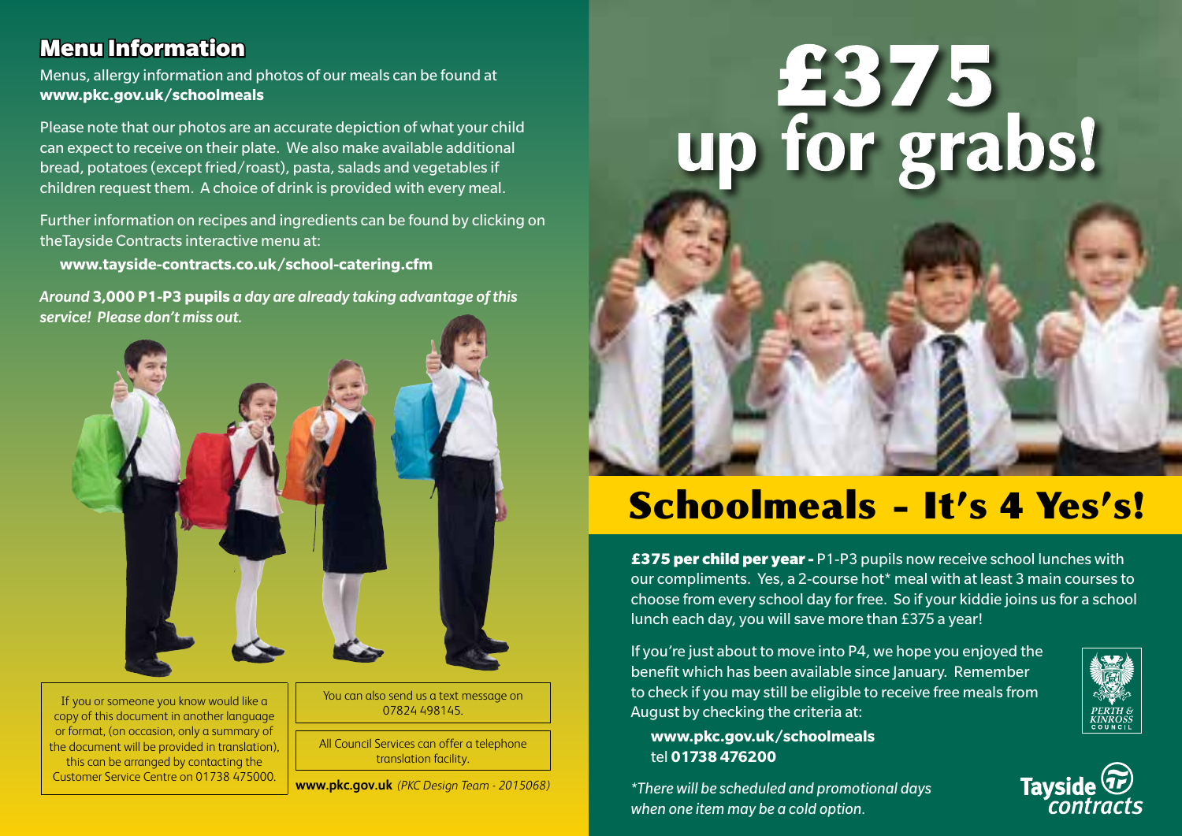## Menu Information

Menus, allergy information and photos of our meals can be found at **www.pkc.gov.uk/schoolmeals**

Please note that our photos are an accurate depiction of what your child can expect to receive on their plate. We also make available additional bread, potatoes (except fried/roast), pasta, salads and vegetables if children request them. A choice of drink is provided with every meal.

Further information on recipes and ingredients can be found by clicking on theTayside Contracts interactive menu at:

**www.tayside-contracts.co.uk/school-catering.cfm**

*Around* ***3,000 P1-P3 pupils*** *a day are already taking advantage of this service! Please don't miss out.*

If you or someone you know would like a copy of this document in another language or format, (on occasion, only a summary of the document will be provided in translation), this can be arranged by contacting the Customer Service Centre on 01738 475000.

You can also send us a text message on 07824 498145.

All Council Services can offer a telephone translation facility.

**www.pkc.gov.uk** *(PKC Design Team - 2015068)*

# £375 up for grabs!

## Schoolmeals - It's 4 Yes's!

**£375 per child per year -** P1-P3 pupils now receive school lunches with our compliments. Yes, a 2-course hot* meal with at least 3 main courses to choose from every school day for free. So if your kiddie joins us for a school lunch each day, you will save more than £375 a year!

If you're just about to move into P4, we hope you enjoyed the benefit which has been available since January. Remember to check if you may still be eligible to receive free meals from August by checking the criteria at:

**www.pkc.gov.uk/schoolmeals**
tel **01738 476200**

*\*There will be scheduled and promotional days when one item may be a cold option.*

PERTH & KINROSS COUNCIL

Tayside contracts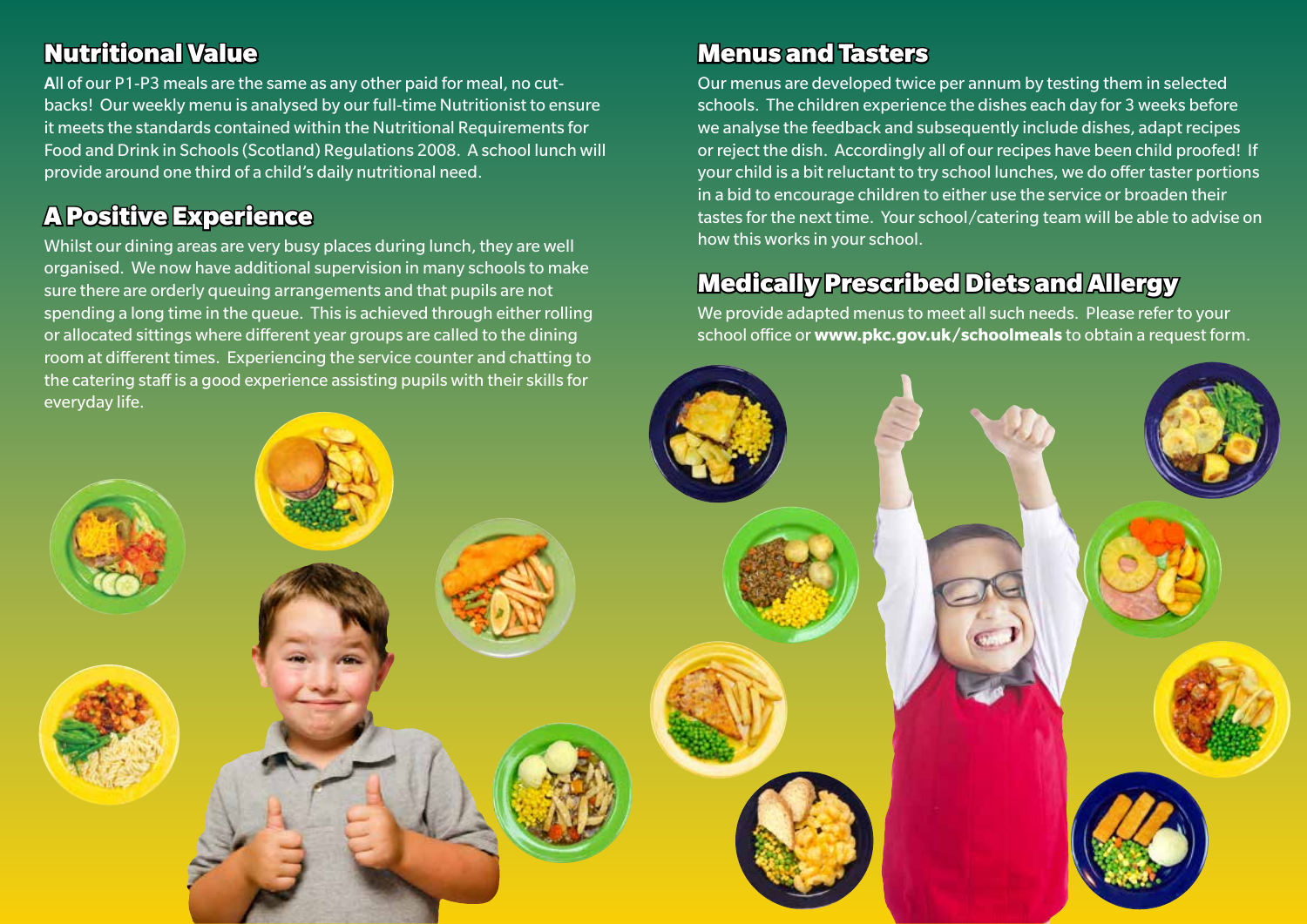## Nutritional Value

All of our P1-P3 meals are the same as any other paid for meal, no cut-backs! Our weekly menu is analysed by our full-time Nutritionist to ensure it meets the standards contained within the Nutritional Requirements for Food and Drink in Schools (Scotland) Regulations 2008. A school lunch will provide around one third of a child's daily nutritional need.

## A Positive Experience

Whilst our dining areas are very busy places during lunch, they are well organised. We now have additional supervision in many schools to make sure there are orderly queuing arrangements and that pupils are not spending a long time in the queue. This is achieved through either rolling or allocated sittings where different year groups are called to the dining room at different times. Experiencing the service counter and chatting to the catering staff is a good experience assisting pupils with their skills for everyday life.

## Menus and Tasters

Our menus are developed twice per annum by testing them in selected schools. The children experience the dishes each day for 3 weeks before we analyse the feedback and subsequently include dishes, adapt recipes or reject the dish. Accordingly all of our recipes have been child proofed! If your child is a bit reluctant to try school lunches, we do offer taster portions in a bid to encourage children to either use the service or broaden their tastes for the next time. Your school/catering team will be able to advise on how this works in your school.

## Medically Prescribed Diets and Allergy

We provide adapted menus to meet all such needs. Please refer to your school office or **www.pkc.gov.uk/schoolmeals** to obtain a request form.